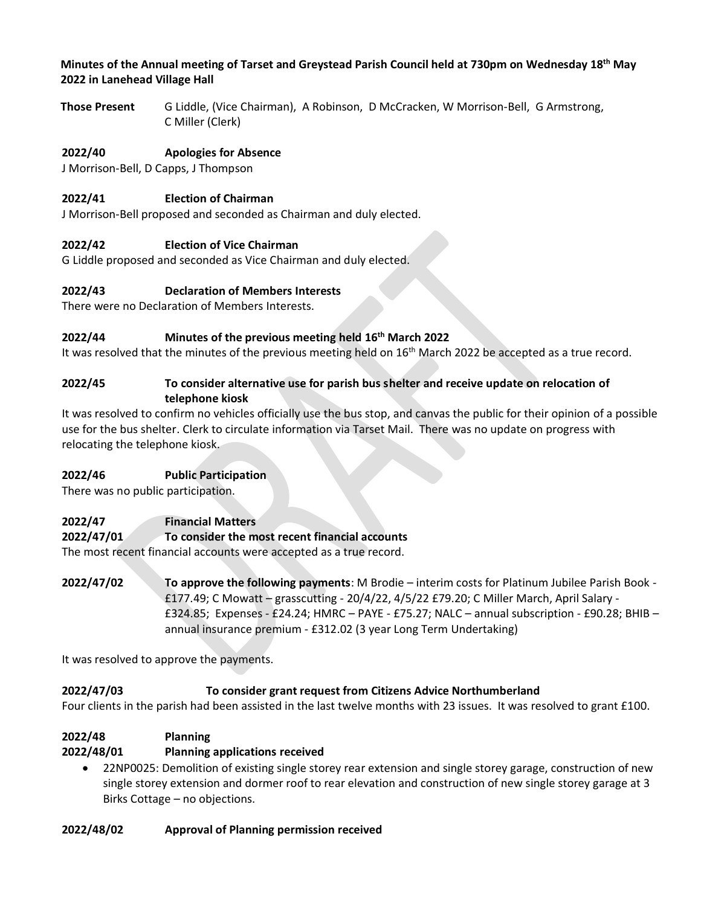**Minutes of the Annual meeting of Tarset and Greystead Parish Council held at 730pm on Wednesday 18th May 2022 in Lanehead Village Hall**

**Those Present** G Liddle, (Vice Chairman), A Robinson, D McCracken, W Morrison-Bell, G Armstrong, C Miller (Clerk)

**2022/40 Apologies for Absence**

J Morrison-Bell, D Capps, J Thompson

**2022/41 Election of Chairman**

J Morrison-Bell proposed and seconded as Chairman and duly elected.

**2022/42 Election of Vice Chairman**

G Liddle proposed and seconded as Vice Chairman and duly elected.

**2022/43 Declaration of Members Interests**

There were no Declaration of Members Interests.

**2022/44 Minutes of the previous meeting held 16th March 2022**

It was resolved that the minutes of the previous meeting held on 16th March 2022 be accepted as a true record.

**2022/45 To consider alternative use for parish bus shelter and receive update on relocation of telephone kiosk**

It was resolved to confirm no vehicles officially use the bus stop, and canvas the public for their opinion of a possible use for the bus shelter. Clerk to circulate information via Tarset Mail. There was no update on progress with relocating the telephone kiosk.

**2022/46 Public Participation**

There was no public participation.

**2022/47 Financial Matters**

**2022/47/01 To consider the most recent financial accounts**

The most recent financial accounts were accepted as a true record.

**2022/47/02 To approve the following payments**: M Brodie – interim costs for Platinum Jubilee Parish Book - £177.49; C Mowatt – grasscutting - 20/4/22, 4/5/22 £79.20; C Miller March, April Salary - £324.85; Expenses - £24.24; HMRC – PAYE - £75.27; NALC – annual subscription - £90.28; BHIB – annual insurance premium - £312.02 (3 year Long Term Undertaking)

It was resolved to approve the payments.

**2022/47/03 To consider grant request from Citizens Advice Northumberland**

Four clients in the parish had been assisted in the last twelve months with 23 issues. It was resolved to grant £100.

**2022/48 Planning**

**2022/48/01 Planning applications received**

- 22NP0025: Demolition of existing single storey rear extension and single storey garage, construction of new single storey extension and dormer roof to rear elevation and construction of new single storey garage at 3 Birks Cottage – no objections.

**2022/48/02 Approval of Planning permission received**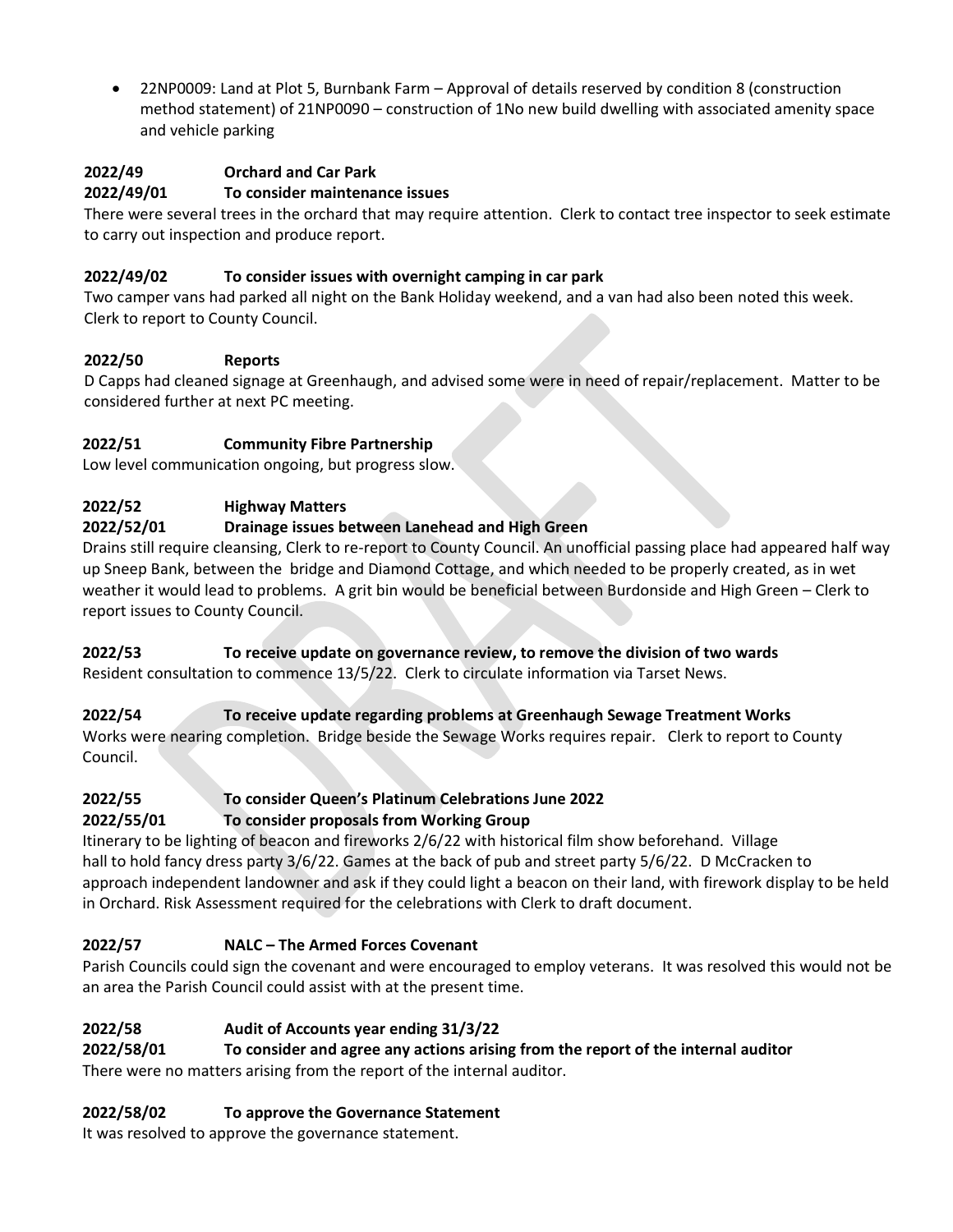- 22NP0009: Land at Plot 5, Burnbank Farm – Approval of details reserved by condition 8 (construction method statement) of 21NP0090 – construction of 1No new build dwelling with associated amenity space and vehicle parking

**2022/49 Orchard and Car Park**

**2022/49/01 To consider maintenance issues**

There were several trees in the orchard that may require attention. Clerk to contact tree inspector to seek estimate to carry out inspection and produce report.

**2022/49/02 To consider issues with overnight camping in car park**

Two camper vans had parked all night on the Bank Holiday weekend, and a van had also been noted this week. Clerk to report to County Council.

**2022/50 Reports**

D Capps had cleaned signage at Greenhaugh, and advised some were in need of repair/replacement. Matter to be considered further at next PC meeting.

**2022/51 Community Fibre Partnership**

Low level communication ongoing, but progress slow.

**2022/52 Highway Matters**

**2022/52/01 Drainage issues between Lanehead and High Green**

Drains still require cleansing, Clerk to re-report to County Council. An unofficial passing place had appeared half way up Sneep Bank, between the bridge and Diamond Cottage, and which needed to be properly created, as in wet weather it would lead to problems. A grit bin would be beneficial between Burdonside and High Green – Clerk to report issues to County Council.

**2022/53 To receive update on governance review, to remove the division of two wards**

Resident consultation to commence 13/5/22. Clerk to circulate information via Tarset News.

**2022/54 To receive update regarding problems at Greenhaugh Sewage Treatment Works**

Works were nearing completion. Bridge beside the Sewage Works requires repair. Clerk to report to County Council.

**2022/55 To consider Queen's Platinum Celebrations June 2022**

**2022/55/01 To consider proposals from Working Group**

Itinerary to be lighting of beacon and fireworks 2/6/22 with historical film show beforehand. Village hall to hold fancy dress party 3/6/22. Games at the back of pub and street party 5/6/22. D McCracken to approach independent landowner and ask if they could light a beacon on their land, with firework display to be held in Orchard. Risk Assessment required for the celebrations with Clerk to draft document.

**2022/57 NALC – The Armed Forces Covenant**

Parish Councils could sign the covenant and were encouraged to employ veterans. It was resolved this would not be an area the Parish Council could assist with at the present time.

**2022/58 Audit of Accounts year ending 31/3/22**

**2022/58/01 To consider and agree any actions arising from the report of the internal auditor**

There were no matters arising from the report of the internal auditor.

**2022/58/02 To approve the Governance Statement**

It was resolved to approve the governance statement.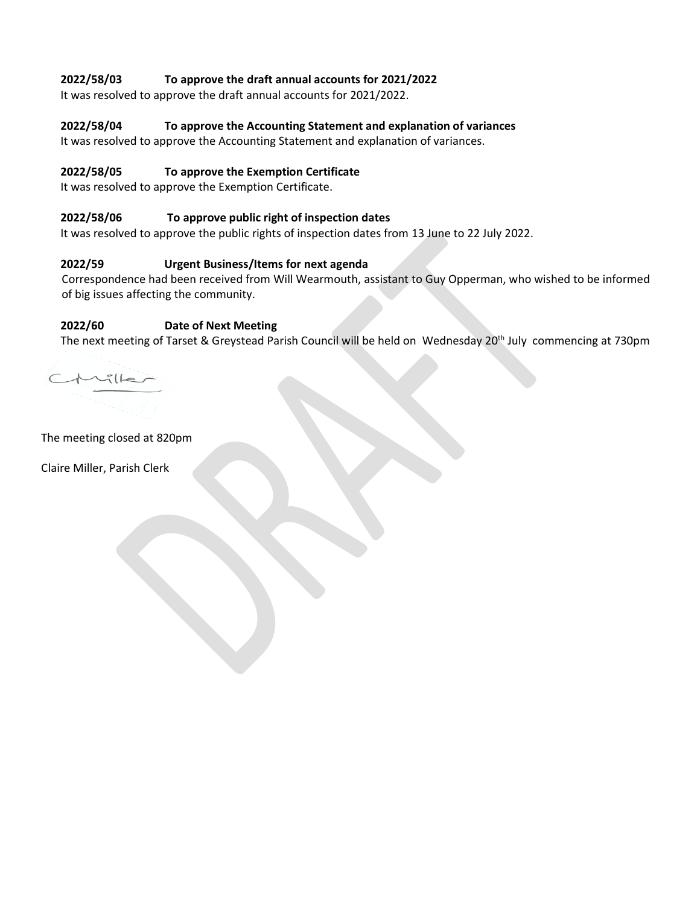**2022/58/03 To approve the draft annual accounts for 2021/2022**

It was resolved to approve the draft annual accounts for 2021/2022.

**2022/58/04 To approve the Accounting Statement and explanation of variances**

It was resolved to approve the Accounting Statement and explanation of variances.

**2022/58/05 To approve the Exemption Certificate**

It was resolved to approve the Exemption Certificate.

**2022/58/06 To approve public right of inspection dates**

It was resolved to approve the public rights of inspection dates from 13 June to 22 July 2022.

**2022/59 Urgent Business/Items for next agenda**

Correspondence had been received from Will Wearmouth, assistant to Guy Opperman, who wished to be informed of big issues affecting the community.

**2022/60 Date of Next Meeting**

The next meeting of Tarset & Greystead Parish Council will be held on Wednesday 20th July commencing at 730pm

The meeting closed at 820pm

Claire Miller, Parish Clerk